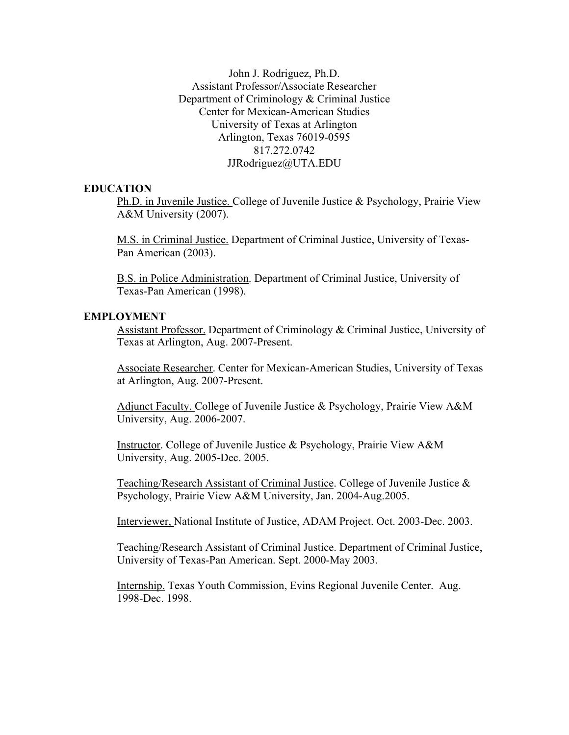John J. Rodriguez, Ph.D.
Assistant Professor/Associate Researcher
Department of Criminology & Criminal Justice
Center for Mexican-American Studies
University of Texas at Arlington
Arlington, Texas 76019-0595
817.272.0742
JJRodriguez@UTA.EDU

## EDUCATION

<u>Ph.D. in Juvenile Justice.</u> College of Juvenile Justice & Psychology, Prairie View A&M University (2007).

<u>M.S. in Criminal Justice.</u> Department of Criminal Justice, University of Texas-Pan American (2003).

<u>B.S. in Police Administration</u>. Department of Criminal Justice, University of Texas-Pan American (1998).

## EMPLOYMENT

<u>Assistant Professor.</u> Department of Criminology & Criminal Justice, University of Texas at Arlington, Aug. 2007-Present.

<u>Associate Researcher</u>. Center for Mexican-American Studies, University of Texas at Arlington, Aug. 2007-Present.

<u>Adjunct Faculty.</u> College of Juvenile Justice & Psychology, Prairie View A&M University, Aug. 2006-2007.

<u>Instructor</u>. College of Juvenile Justice & Psychology, Prairie View A&M University, Aug. 2005-Dec. 2005.

<u>Teaching/Research Assistant of Criminal Justice</u>. College of Juvenile Justice & Psychology, Prairie View A&M University, Jan. 2004-Aug.2005.

<u>Interviewer,</u> National Institute of Justice, ADAM Project. Oct. 2003-Dec. 2003.

<u>Teaching/Research Assistant of Criminal Justice.</u> Department of Criminal Justice, University of Texas-Pan American. Sept. 2000-May 2003.

<u>Internship.</u> Texas Youth Commission, Evins Regional Juvenile Center. Aug. 1998-Dec. 1998.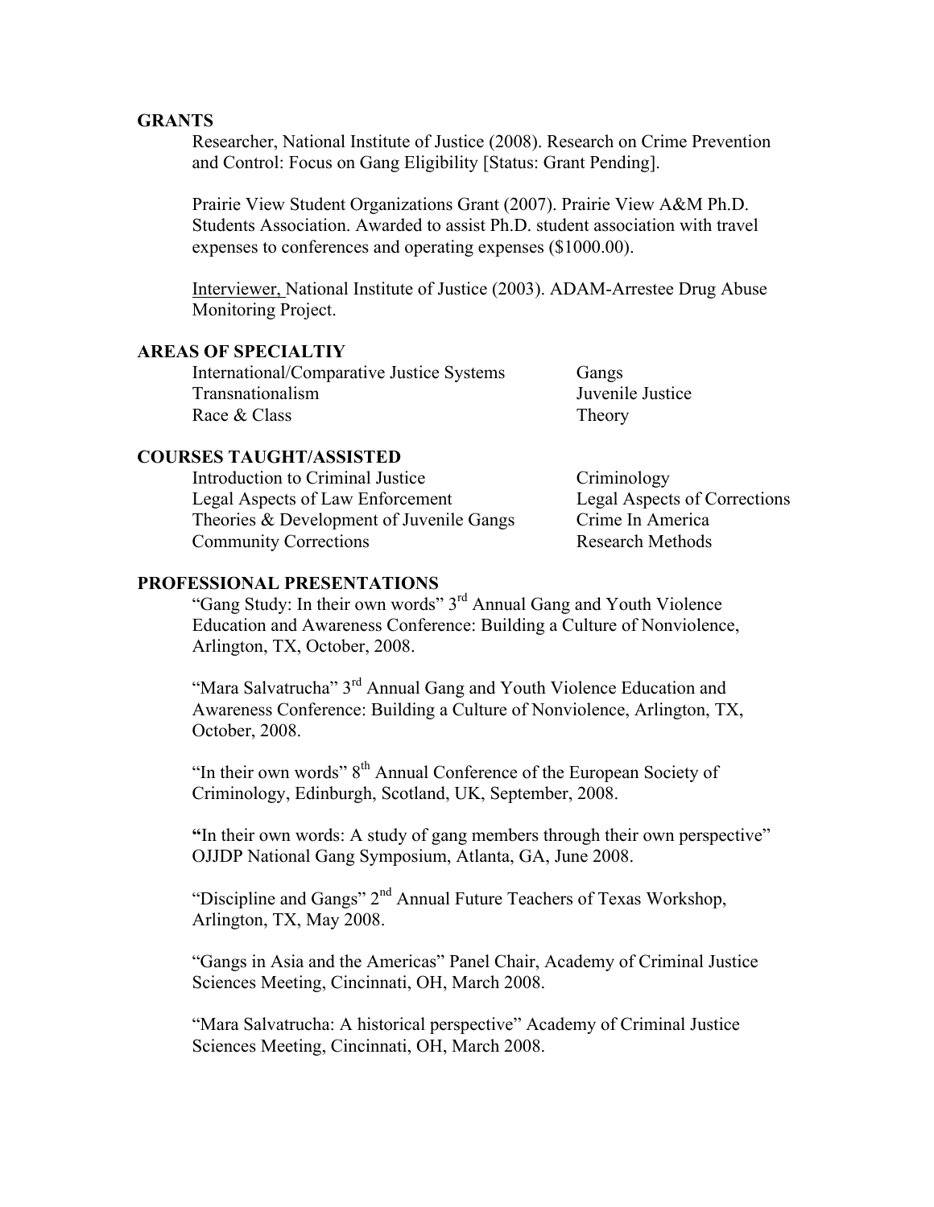## GRANTS

Researcher, National Institute of Justice (2008). Research on Crime Prevention and Control: Focus on Gang Eligibility [Status: Grant Pending].

Prairie View Student Organizations Grant (2007). Prairie View A&M Ph.D. Students Association. Awarded to assist Ph.D. student association with travel expenses to conferences and operating expenses ($1000.00).

<u>Interviewer,</u> National Institute of Justice (2003). ADAM-Arrestee Drug Abuse Monitoring Project.

## AREAS OF SPECIALTIY

| | |
|---|---|
| International/Comparative Justice Systems | Gangs |
| Transnationalism | Juvenile Justice |
| Race & Class | Theory |

## COURSES TAUGHT/ASSISTED

| | |
|---|---|
| Introduction to Criminal Justice | Criminology |
| Legal Aspects of Law Enforcement | Legal Aspects of Corrections |
| Theories & Development of Juvenile Gangs | Crime In America |
| Community Corrections | Research Methods |

## PROFESSIONAL PRESENTATIONS

"Gang Study: In their own words" 3rd Annual Gang and Youth Violence Education and Awareness Conference: Building a Culture of Nonviolence, Arlington, TX, October, 2008.

"Mara Salvatrucha" 3rd Annual Gang and Youth Violence Education and Awareness Conference: Building a Culture of Nonviolence, Arlington, TX, October, 2008.

"In their own words" 8th Annual Conference of the European Society of Criminology, Edinburgh, Scotland, UK, September, 2008.

**"**In their own words: A study of gang members through their own perspective" OJJDP National Gang Symposium, Atlanta, GA, June 2008.

"Discipline and Gangs" 2nd Annual Future Teachers of Texas Workshop, Arlington, TX, May 2008.

"Gangs in Asia and the Americas" Panel Chair, Academy of Criminal Justice Sciences Meeting, Cincinnati, OH, March 2008.

"Mara Salvatrucha: A historical perspective" Academy of Criminal Justice Sciences Meeting, Cincinnati, OH, March 2008.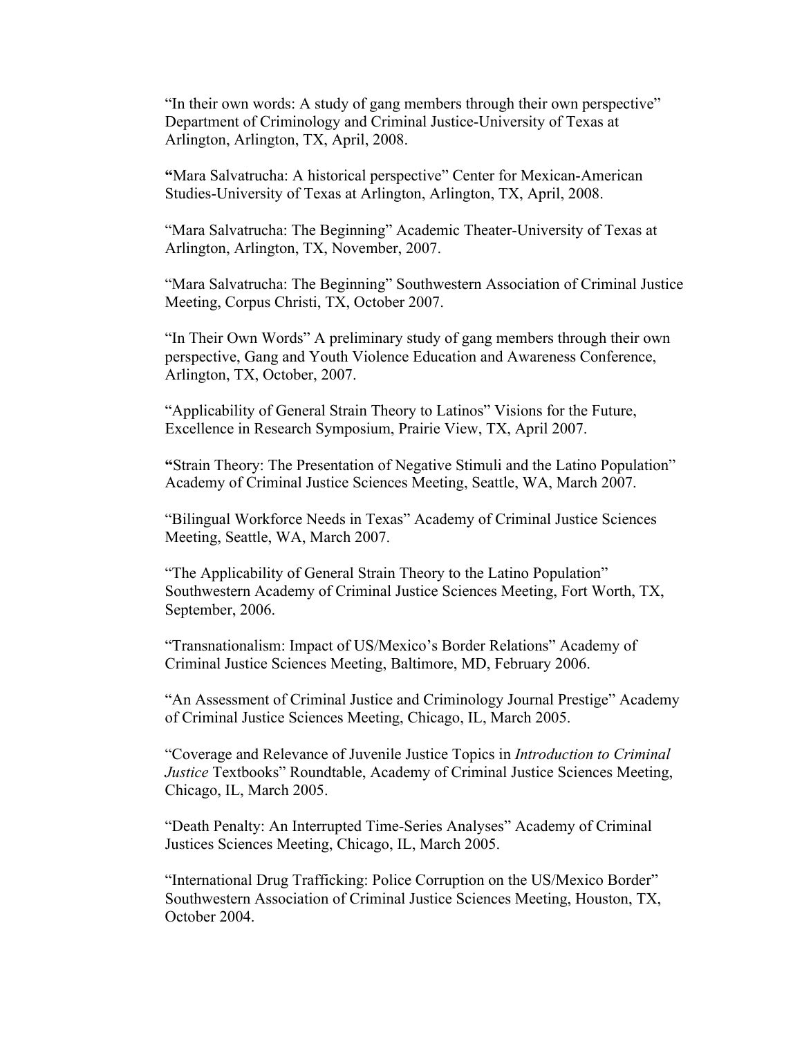"In their own words: A study of gang members through their own perspective" Department of Criminology and Criminal Justice-University of Texas at Arlington, Arlington, TX, April, 2008.

**"**Mara Salvatrucha: A historical perspective" Center for Mexican-American Studies-University of Texas at Arlington, Arlington, TX, April, 2008.

"Mara Salvatrucha: The Beginning" Academic Theater-University of Texas at Arlington, Arlington, TX, November, 2007.

"Mara Salvatrucha: The Beginning" Southwestern Association of Criminal Justice Meeting, Corpus Christi, TX, October 2007.

"In Their Own Words" A preliminary study of gang members through their own perspective, Gang and Youth Violence Education and Awareness Conference, Arlington, TX, October, 2007.

"Applicability of General Strain Theory to Latinos" Visions for the Future, Excellence in Research Symposium, Prairie View, TX, April 2007.

**"**Strain Theory: The Presentation of Negative Stimuli and the Latino Population" Academy of Criminal Justice Sciences Meeting, Seattle, WA, March 2007.

"Bilingual Workforce Needs in Texas" Academy of Criminal Justice Sciences Meeting, Seattle, WA, March 2007.

"The Applicability of General Strain Theory to the Latino Population" Southwestern Academy of Criminal Justice Sciences Meeting, Fort Worth, TX, September, 2006.

"Transnationalism: Impact of US/Mexico's Border Relations" Academy of Criminal Justice Sciences Meeting, Baltimore, MD, February 2006.

"An Assessment of Criminal Justice and Criminology Journal Prestige" Academy of Criminal Justice Sciences Meeting, Chicago, IL, March 2005.

"Coverage and Relevance of Juvenile Justice Topics in *Introduction to Criminal Justice* Textbooks" Roundtable, Academy of Criminal Justice Sciences Meeting, Chicago, IL, March 2005.

"Death Penalty: An Interrupted Time-Series Analyses" Academy of Criminal Justices Sciences Meeting, Chicago, IL, March 2005.

"International Drug Trafficking: Police Corruption on the US/Mexico Border" Southwestern Association of Criminal Justice Sciences Meeting, Houston, TX, October 2004.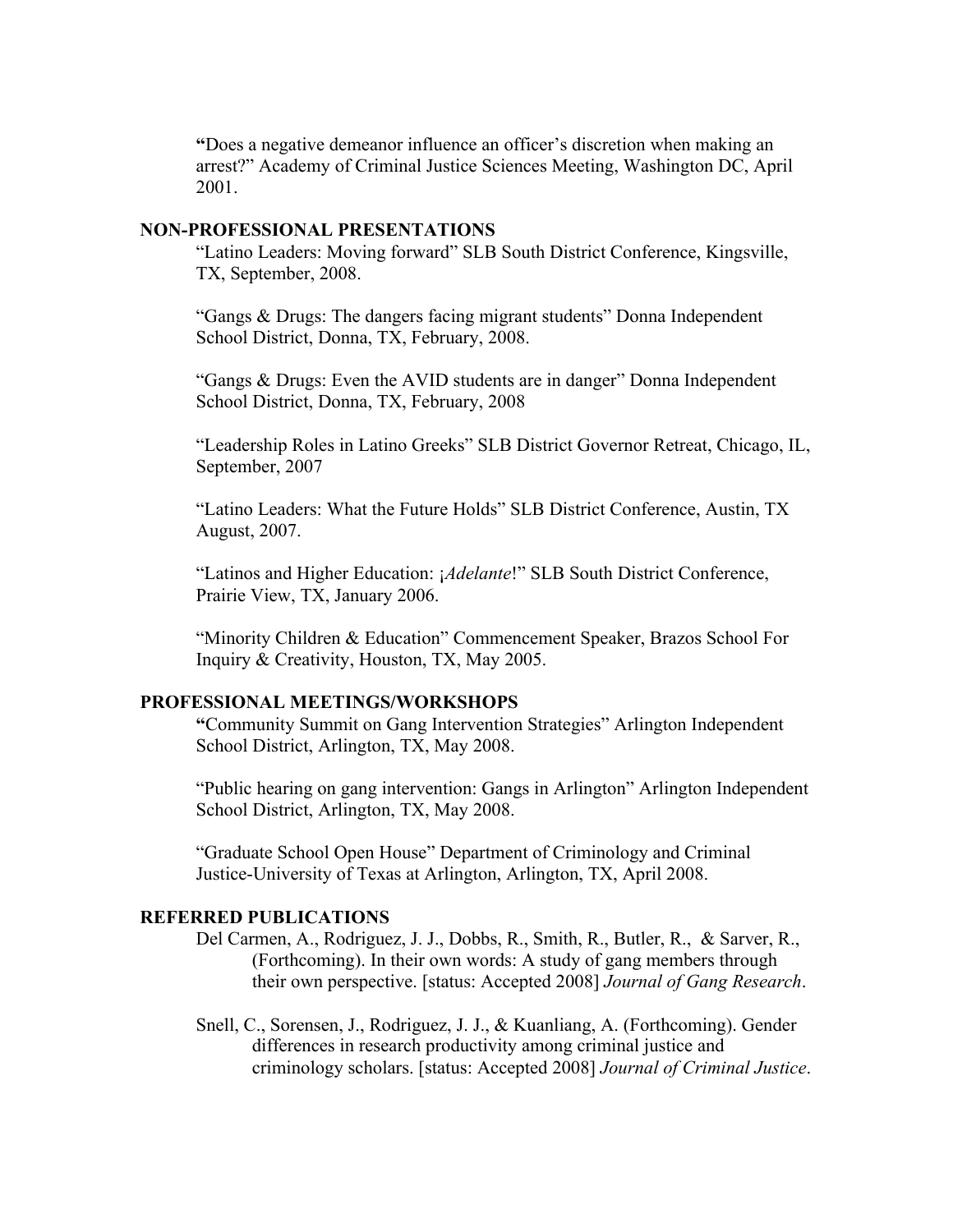"Does a negative demeanor influence an officer's discretion when making an arrest?" Academy of Criminal Justice Sciences Meeting, Washington DC, April 2001.

## NON-PROFESSIONAL PRESENTATIONS

"Latino Leaders: Moving forward" SLB South District Conference, Kingsville, TX, September, 2008.

"Gangs & Drugs: The dangers facing migrant students" Donna Independent School District, Donna, TX, February, 2008.

"Gangs & Drugs: Even the AVID students are in danger" Donna Independent School District, Donna, TX, February, 2008

"Leadership Roles in Latino Greeks" SLB District Governor Retreat, Chicago, IL, September, 2007

"Latino Leaders: What the Future Holds" SLB District Conference, Austin, TX August, 2007.

"Latinos and Higher Education: ¡*Adelante*!" SLB South District Conference, Prairie View, TX, January 2006.

"Minority Children & Education" Commencement Speaker, Brazos School For Inquiry & Creativity, Houston, TX, May 2005.

## PROFESSIONAL MEETINGS/WORKSHOPS

"Community Summit on Gang Intervention Strategies" Arlington Independent School District, Arlington, TX, May 2008.

"Public hearing on gang intervention: Gangs in Arlington" Arlington Independent School District, Arlington, TX, May 2008.

"Graduate School Open House" Department of Criminology and Criminal Justice-University of Texas at Arlington, Arlington, TX, April 2008.

## REFERRED PUBLICATIONS

Del Carmen, A., Rodriguez, J. J., Dobbs, R., Smith, R., Butler, R., & Sarver, R., (Forthcoming). In their own words: A study of gang members through their own perspective. [status: Accepted 2008] *Journal of Gang Research*.

Snell, C., Sorensen, J., Rodriguez, J. J., & Kuanliang, A. (Forthcoming). Gender differences in research productivity among criminal justice and criminology scholars. [status: Accepted 2008] *Journal of Criminal Justice*.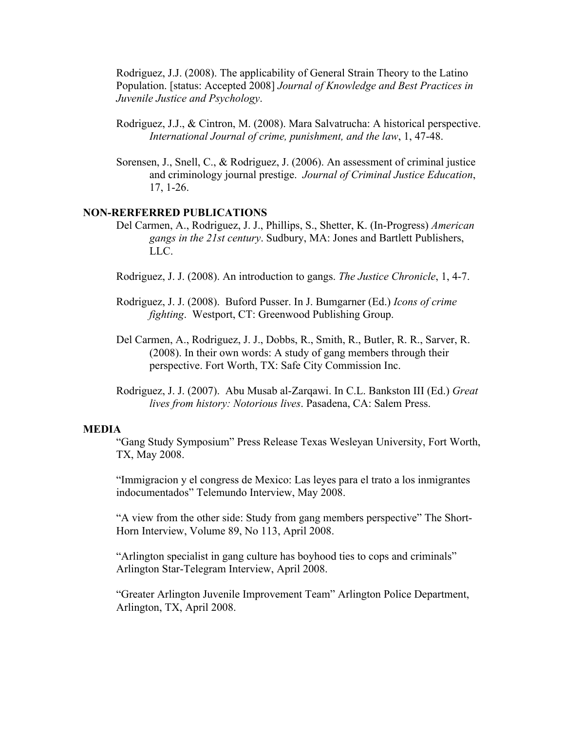Rodriguez, J.J. (2008). The applicability of General Strain Theory to the Latino Population. [status: Accepted 2008] *Journal of Knowledge and Best Practices in Juvenile Justice and Psychology*.

Rodriguez, J.J., & Cintron, M. (2008). Mara Salvatrucha: A historical perspective. *International Journal of crime, punishment, and the law*, 1, 47-48.

Sorensen, J., Snell, C., & Rodriguez, J. (2006). An assessment of criminal justice and criminology journal prestige. *Journal of Criminal Justice Education*, 17, 1-26.

## NON-RERFERRED PUBLICATIONS

Del Carmen, A., Rodriguez, J. J., Phillips, S., Shetter, K. (In-Progress) *American gangs in the 21st century*. Sudbury, MA: Jones and Bartlett Publishers, LLC.

Rodriguez, J. J. (2008). An introduction to gangs. *The Justice Chronicle*, 1, 4-7.

Rodriguez, J. J. (2008). Buford Pusser. In J. Bumgarner (Ed.) *Icons of crime fighting*. Westport, CT: Greenwood Publishing Group.

Del Carmen, A., Rodriguez, J. J., Dobbs, R., Smith, R., Butler, R. R., Sarver, R. (2008). In their own words: A study of gang members through their perspective. Fort Worth, TX: Safe City Commission Inc.

Rodriguez, J. J. (2007). Abu Musab al-Zarqawi. In C.L. Bankston III (Ed.) *Great lives from history: Notorious lives*. Pasadena, CA: Salem Press.

## MEDIA

"Gang Study Symposium" Press Release Texas Wesleyan University, Fort Worth, TX, May 2008.

"Immigracion y el congress de Mexico: Las leyes para el trato a los inmigrantes indocumentados" Telemundo Interview, May 2008.

"A view from the other side: Study from gang members perspective" The Short-Horn Interview, Volume 89, No 113, April 2008.

"Arlington specialist in gang culture has boyhood ties to cops and criminals" Arlington Star-Telegram Interview, April 2008.

"Greater Arlington Juvenile Improvement Team" Arlington Police Department, Arlington, TX, April 2008.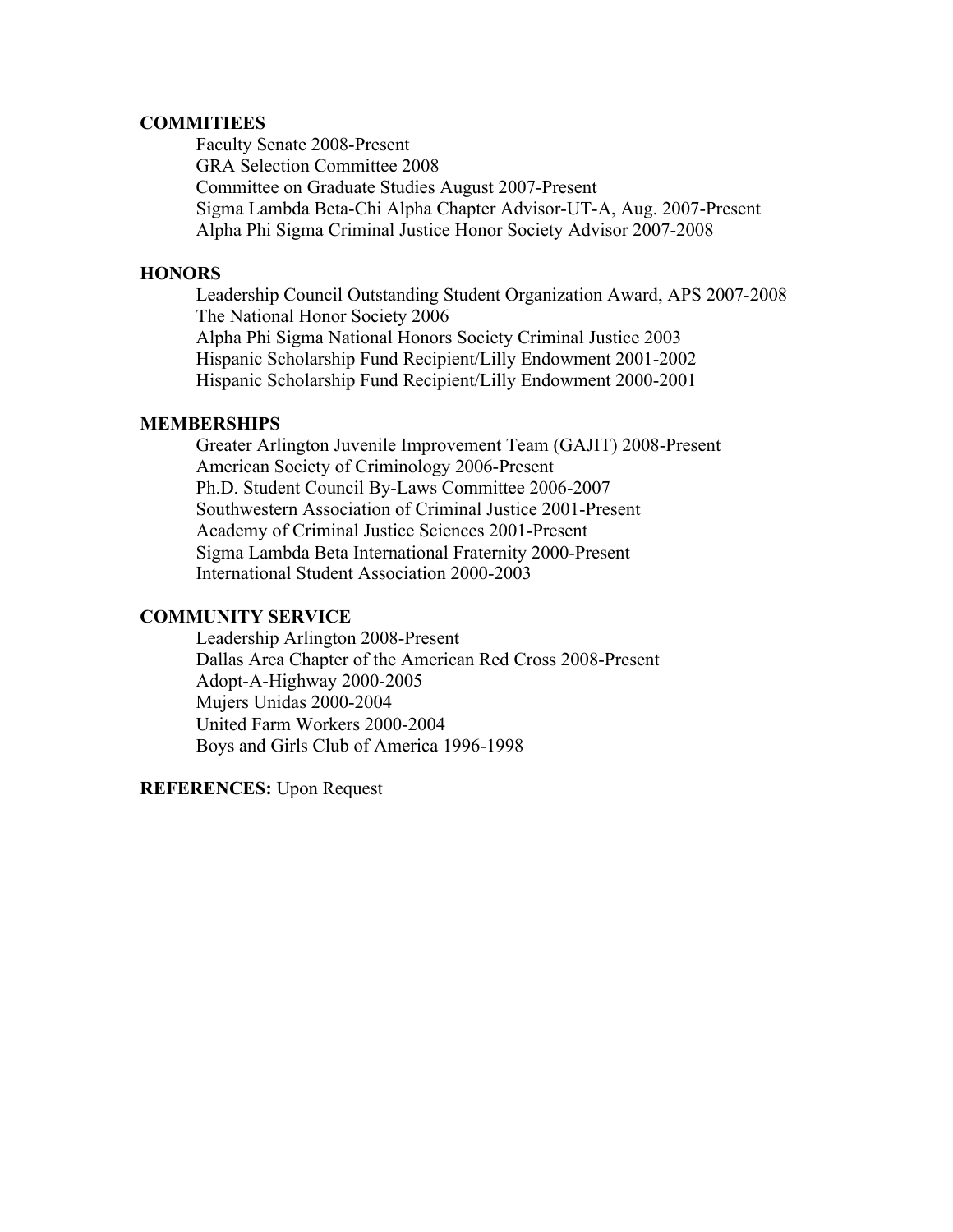**COMMITIEES**

Faculty Senate 2008-Present
GRA Selection Committee 2008
Committee on Graduate Studies August 2007-Present
Sigma Lambda Beta-Chi Alpha Chapter Advisor-UT-A, Aug. 2007-Present
Alpha Phi Sigma Criminal Justice Honor Society Advisor 2007-2008

**HONORS**

Leadership Council Outstanding Student Organization Award, APS 2007-2008
The National Honor Society 2006
Alpha Phi Sigma National Honors Society Criminal Justice 2003
Hispanic Scholarship Fund Recipient/Lilly Endowment 2001-2002
Hispanic Scholarship Fund Recipient/Lilly Endowment 2000-2001

**MEMBERSHIPS**

Greater Arlington Juvenile Improvement Team (GAJIT) 2008-Present
American Society of Criminology 2006-Present
Ph.D. Student Council By-Laws Committee 2006-2007
Southwestern Association of Criminal Justice 2001-Present
Academy of Criminal Justice Sciences 2001-Present
Sigma Lambda Beta International Fraternity 2000-Present
International Student Association 2000-2003

**COMMUNITY SERVICE**

Leadership Arlington 2008-Present
Dallas Area Chapter of the American Red Cross 2008-Present
Adopt-A-Highway 2000-2005
Mujers Unidas 2000-2004
United Farm Workers 2000-2004
Boys and Girls Club of America 1996-1998

**REFERENCES:** Upon Request